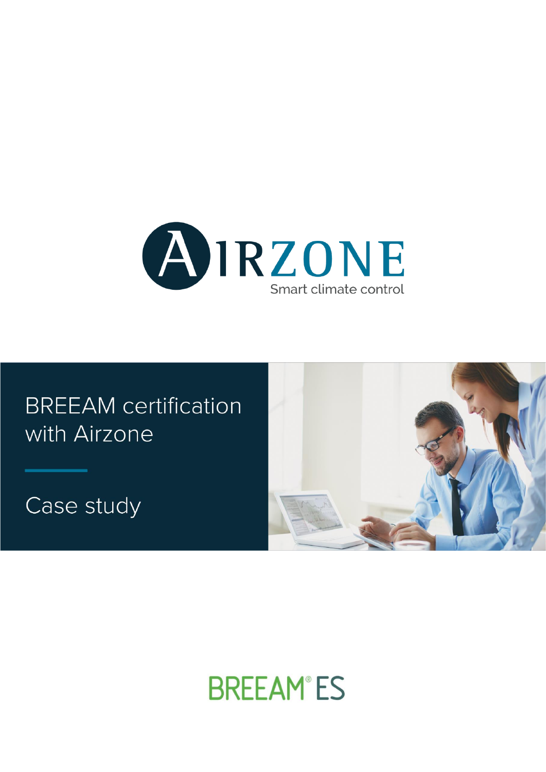AIRZONE

Smart climate control

# BREEAM certification with Airzone

## Case study

BREEAM® ES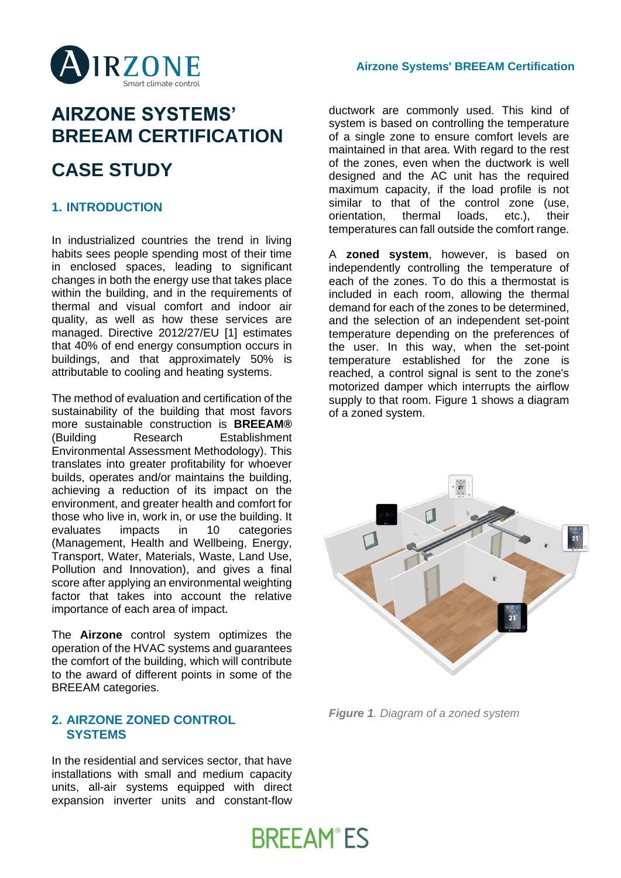# AIRZONE SYSTEMS' BREEAM CERTIFICATION

# CASE STUDY

## 1. INTRODUCTION

In industrialized countries the trend in living habits sees people spending most of their time in enclosed spaces, leading to significant changes in both the energy use that takes place within the building, and in the requirements of thermal and visual comfort and indoor air quality, as well as how these services are managed. Directive 2012/27/EU [1] estimates that 40% of end energy consumption occurs in buildings, and that approximately 50% is attributable to cooling and heating systems.

The method of evaluation and certification of the sustainability of the building that most favors more sustainable construction is **BREEAM®** (Building Research Establishment Environmental Assessment Methodology). This translates into greater profitability for whoever builds, operates and/or maintains the building, achieving a reduction of its impact on the environment, and greater health and comfort for those who live in, work in, or use the building. It evaluates impacts in 10 categories (Management, Health and Wellbeing, Energy, Transport, Water, Materials, Waste, Land Use, Pollution and Innovation), and gives a final score after applying an environmental weighting factor that takes into account the relative importance of each area of impact.

The **Airzone** control system optimizes the operation of the HVAC systems and guarantees the comfort of the building, which will contribute to the award of different points in some of the BREEAM categories.

## 2. AIRZONE ZONED CONTROL SYSTEMS

In the residential and services sector, that have installations with small and medium capacity units, all-air systems equipped with direct expansion inverter units and constant-flow ductwork are commonly used. This kind of system is based on controlling the temperature of a single zone to ensure comfort levels are maintained in that area. With regard to the rest of the zones, even when the ductwork is well designed and the AC unit has the required maximum capacity, if the load profile is not similar to that of the control zone (use, orientation, thermal loads, etc.), their temperatures can fall outside the comfort range.

A **zoned system**, however, is based on independently controlling the temperature of each of the zones. To do this a thermostat is included in each room, allowing the thermal demand for each of the zones to be determined, and the selection of an independent set-point temperature depending on the preferences of the user. In this way, when the set-point temperature established for the zone is reached, a control signal is sent to the zone's motorized damper which interrupts the airflow supply to that room. Figure 1 shows a diagram of a zoned system.

***Figure 1****. Diagram of a zoned system*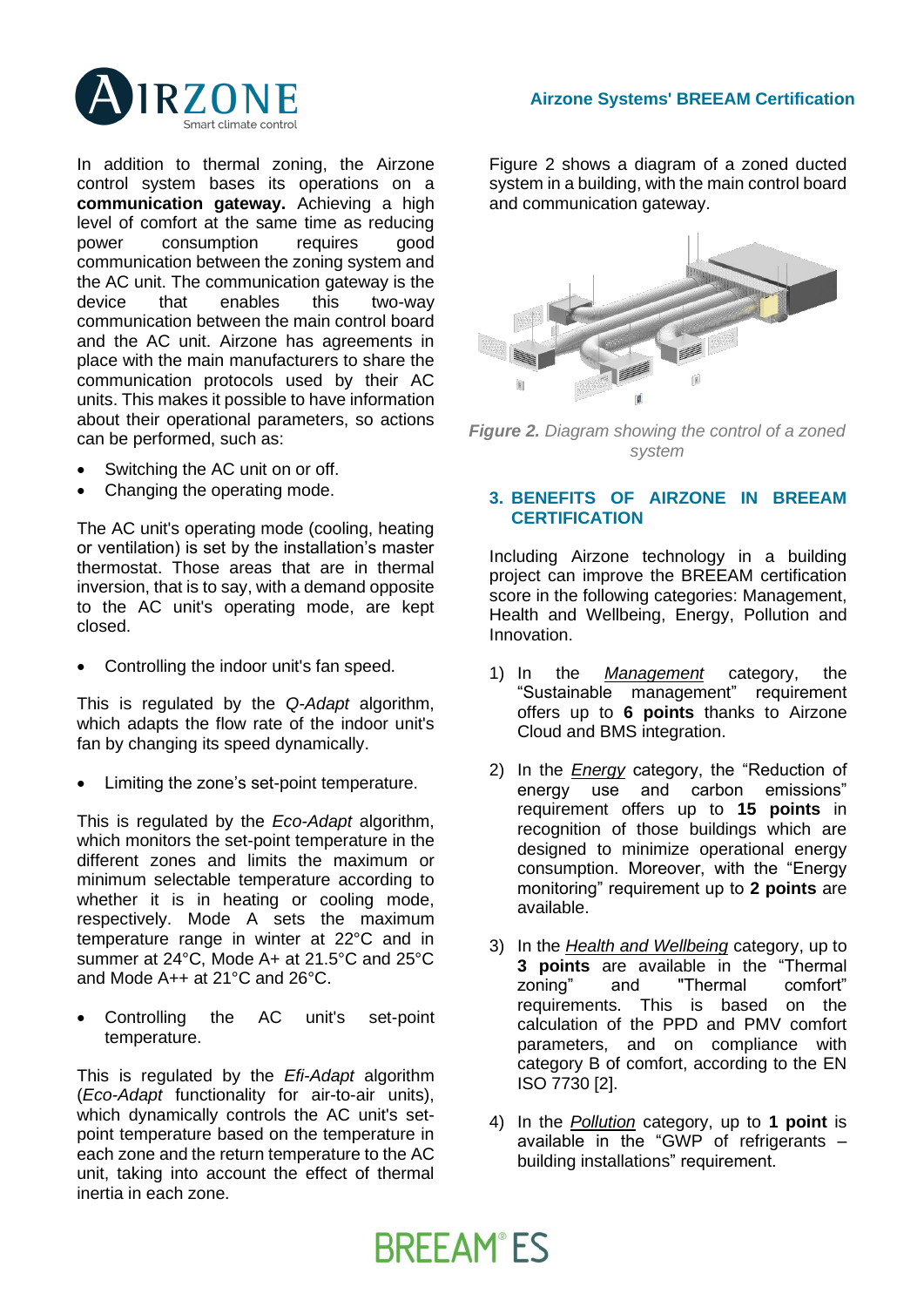In addition to thermal zoning, the Airzone control system bases its operations on a **communication gateway.** Achieving a high level of comfort at the same time as reducing power consumption requires good communication between the zoning system and the AC unit. The communication gateway is the device that enables this two-way communication between the main control board and the AC unit. Airzone has agreements in place with the main manufacturers to share the communication protocols used by their AC units. This makes it possible to have information about their operational parameters, so actions can be performed, such as:

- Switching the AC unit on or off.
- Changing the operating mode.

The AC unit's operating mode (cooling, heating or ventilation) is set by the installation's master thermostat. Those areas that are in thermal inversion, that is to say, with a demand opposite to the AC unit's operating mode, are kept closed.

- Controlling the indoor unit's fan speed.

This is regulated by the *Q-Adapt* algorithm, which adapts the flow rate of the indoor unit's fan by changing its speed dynamically.

- Limiting the zone's set-point temperature.

This is regulated by the *Eco-Adapt* algorithm, which monitors the set-point temperature in the different zones and limits the maximum or minimum selectable temperature according to whether it is in heating or cooling mode, respectively. Mode A sets the maximum temperature range in winter at 22°C and in summer at 24°C, Mode A+ at 21.5°C and 25°C and Mode A++ at 21°C and 26°C.

- Controlling the AC unit's set-point temperature.

This is regulated by the *Efi-Adapt* algorithm (*Eco-Adapt* functionality for air-to-air units), which dynamically controls the AC unit's set-point temperature based on the temperature in each zone and the return temperature to the AC unit, taking into account the effect of thermal inertia in each zone.

Figure 2 shows a diagram of a zoned ducted system in a building, with the main control board and communication gateway.

***Figure 2.*** *Diagram showing the control of a zoned system*

## 3. BENEFITS OF AIRZONE IN BREEAM CERTIFICATION

Including Airzone technology in a building project can improve the BREEAM certification score in the following categories: Management, Health and Wellbeing, Energy, Pollution and Innovation.

1) In the *Management* category, the "Sustainable management" requirement offers up to **6 points** thanks to Airzone Cloud and BMS integration.

2) In the *Energy* category, the "Reduction of energy use and carbon emissions" requirement offers up to **15 points** in recognition of those buildings which are designed to minimize operational energy consumption. Moreover, with the "Energy monitoring" requirement up to **2 points** are available.

3) In the *Health and Wellbeing* category, up to **3 points** are available in the "Thermal zoning" and "Thermal comfort" requirements. This is based on the calculation of the PPD and PMV comfort parameters, and on compliance with category B of comfort, according to the EN ISO 7730 [2].

4) In the *Pollution* category, up to **1 point** is available in the "GWP of refrigerants – building installations" requirement.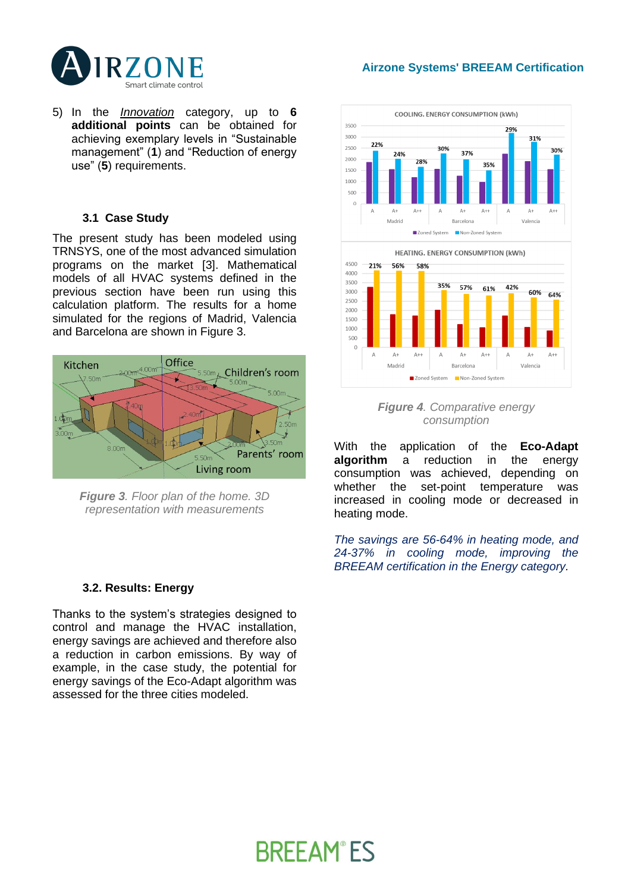5) In the *Innovation* category, up to **6 additional points** can be obtained for achieving exemplary levels in "Sustainable management" (**1**) and "Reduction of energy use" (**5**) requirements.

### 3.1 Case Study

The present study has been modeled using TRNSYS, one of the most advanced simulation programs on the market [3]. Mathematical models of all HVAC systems defined in the previous section have been run using this calculation platform. The results for a home simulated for the regions of Madrid, Valencia and Barcelona are shown in Figure 3.

***Figure 3**. Floor plan of the home. 3D representation with measurements*

### 3.2. Results: Energy

Thanks to the system's strategies designed to control and manage the HVAC installation, energy savings are achieved and therefore also a reduction in carbon emissions. By way of example, in the case study, the potential for energy savings of the Eco-Adapt algorithm was assessed for the three cities modeled.

***Figure 4**. Comparative energy consumption*

With the application of the **Eco-Adapt algorithm** a reduction in the energy consumption was achieved, depending on whether the set-point temperature was increased in cooling mode or decreased in heating mode.

*The savings are 56-64% in heating mode, and 24-37% in cooling mode, improving the BREEAM certification in the Energy category.*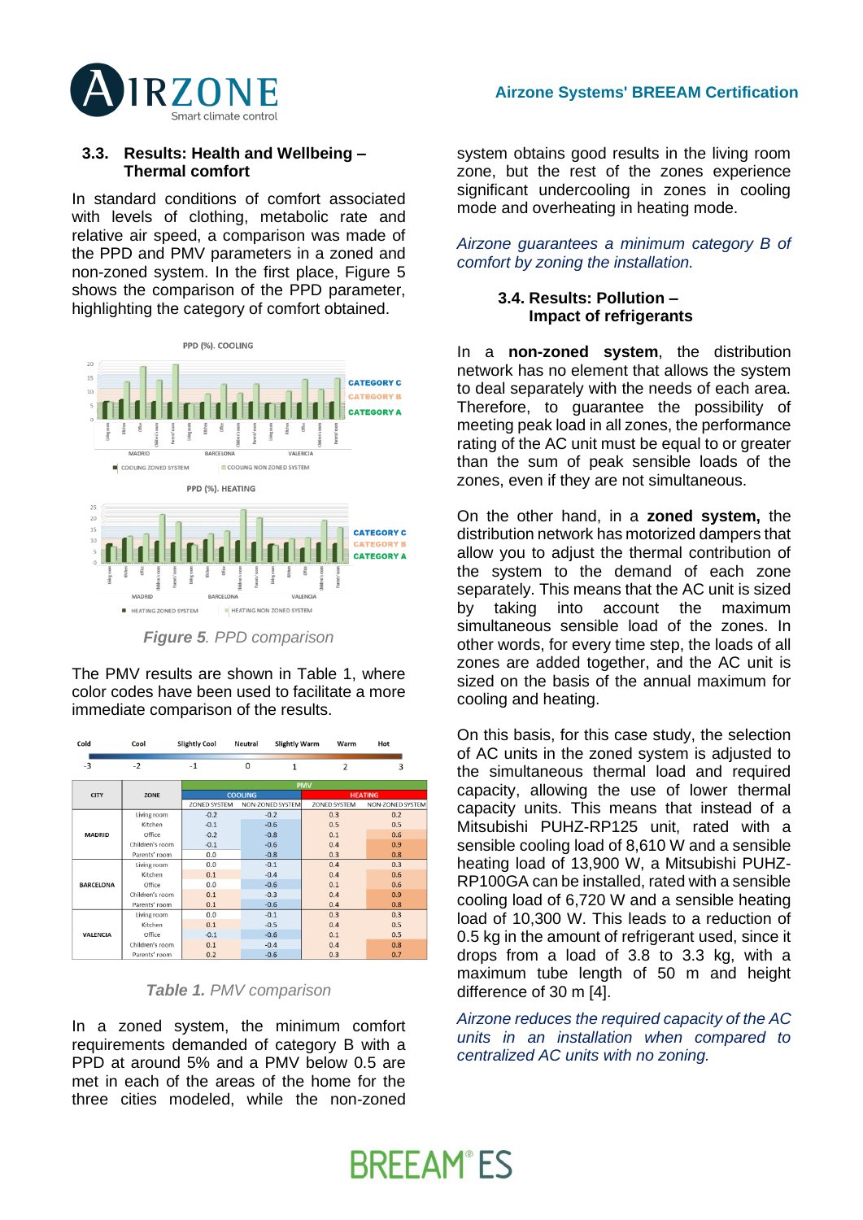### 3.3. Results: Health and Wellbeing – Thermal comfort

In standard conditions of comfort associated with levels of clothing, metabolic rate and relative air speed, a comparison was made of the PPD and PMV parameters in a zoned and non-zoned system. In the first place, Figure 5 shows the comparison of the PPD parameter, highlighting the category of comfort obtained.

***Figure 5**. PPD comparison*

The PMV results are shown in Table 1, where color codes have been used to facilitate a more immediate comparison of the results.

| Cold | Cool | Slightly Cool | Neutral | Slightly Warm | Warm | Hot |
|---|---|---|---|---|---|---|
| -3 | -2 | -1 | 0 | 1 | 2 | 3 |

| CITY | ZONE | PMV | | | |
|---|---|---|---|---|---|
| | | COOLING | | HEATING | |
| | | ZONED SYSTEM | NON-ZONED SYSTEM | ZONED SYSTEM | NON-ZONED SYSTEM |
| MADRID | Living room | -0.2 | -0.2 | 0.3 | 0.2 |
| | Kitchen | -0.1 | -0.6 | 0.5 | 0.5 |
| | Office | -0.2 | -0.8 | 0.1 | 0.6 |
| | Children's room | -0.1 | -0.6 | 0.4 | 0.9 |
| | Parents' room | 0.0 | -0.8 | 0.3 | 0.8 |
| BARCELONA | Living room | 0.0 | -0.1 | 0.4 | 0.3 |
| | Kitchen | 0.1 | -0.4 | 0.4 | 0.6 |
| | Office | 0.0 | -0.6 | 0.1 | 0.6 |
| | Children's room | 0.1 | -0.3 | 0.4 | 0.9 |
| | Parents' room | 0.1 | -0.6 | 0.4 | 0.8 |
| VALENCIA | Living room | 0.0 | -0.1 | 0.3 | 0.3 |
| | Kitchen | 0.1 | -0.5 | 0.4 | 0.5 |
| | Office | -0.1 | -0.6 | 0.1 | 0.5 |
| | Children's room | 0.1 | -0.4 | 0.4 | 0.8 |
| | Parents' room | 0.2 | -0.6 | 0.3 | 0.7 |

***Table 1.** PMV comparison*

In a zoned system, the minimum comfort requirements demanded of category B with a PPD at around 5% and a PMV below 0.5 are met in each of the areas of the home for the three cities modeled, while the non-zoned system obtains good results in the living room zone, but the rest of the zones experience significant undercooling in zones in cooling mode and overheating in heating mode.

*Airzone guarantees a minimum category B of comfort by zoning the installation.*

### 3.4. Results: Pollution – Impact of refrigerants

In a **non-zoned system**, the distribution network has no element that allows the system to deal separately with the needs of each area. Therefore, to guarantee the possibility of meeting peak load in all zones, the performance rating of the AC unit must be equal to or greater than the sum of peak sensible loads of the zones, even if they are not simultaneous.

On the other hand, in a **zoned system,** the distribution network has motorized dampers that allow you to adjust the thermal contribution of the system to the demand of each zone separately. This means that the AC unit is sized by taking into account the maximum simultaneous sensible load of the zones. In other words, for every time step, the loads of all zones are added together, and the AC unit is sized on the basis of the annual maximum for cooling and heating.

On this basis, for this case study, the selection of AC units in the zoned system is adjusted to the simultaneous thermal load and required capacity, allowing the use of lower thermal capacity units. This means that instead of a Mitsubishi PUHZ-RP125 unit, rated with a sensible cooling load of 8,610 W and a sensible heating load of 13,900 W, a Mitsubishi PUHZ-RP100GA can be installed, rated with a sensible cooling load of 6,720 W and a sensible heating load of 10,300 W. This leads to a reduction of 0.5 kg in the amount of refrigerant used, since it drops from a load of 3.8 to 3.3 kg, with a maximum tube length of 50 m and height difference of 30 m [4].

*Airzone reduces the required capacity of the AC units in an installation when compared to centralized AC units with no zoning.*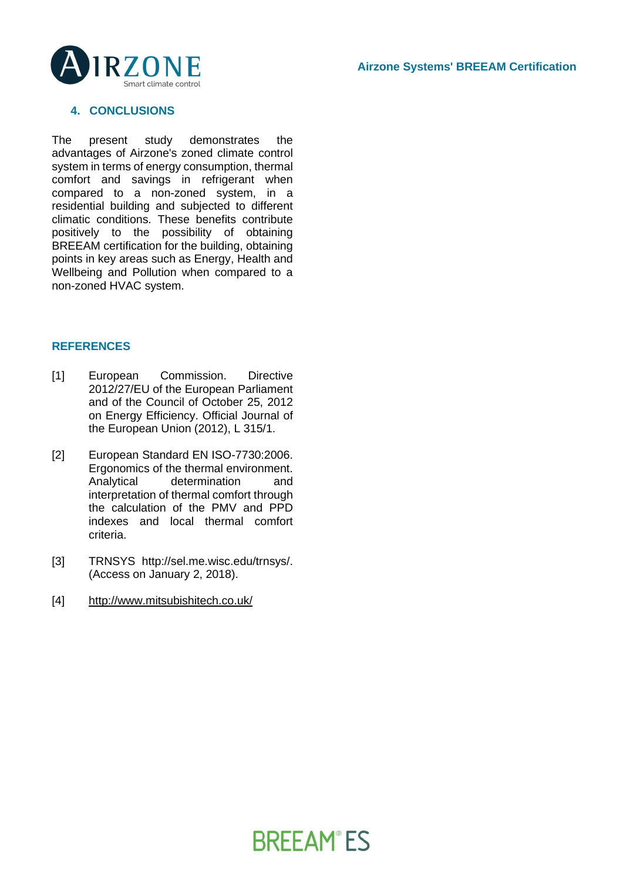## 4. CONCLUSIONS

The present study demonstrates the advantages of Airzone's zoned climate control system in terms of energy consumption, thermal comfort and savings in refrigerant when compared to a non-zoned system, in a residential building and subjected to different climatic conditions. These benefits contribute positively to the possibility of obtaining BREEAM certification for the building, obtaining points in key areas such as Energy, Health and Wellbeing and Pollution when compared to a non-zoned HVAC system.

## REFERENCES

[1] European Commission. Directive 2012/27/EU of the European Parliament and of the Council of October 25, 2012 on Energy Efficiency. Official Journal of the European Union (2012), L 315/1.

[2] European Standard EN ISO-7730:2006. Ergonomics of the thermal environment. Analytical determination and interpretation of thermal comfort through the calculation of the PMV and PPD indexes and local thermal comfort criteria.

[3] TRNSYS http://sel.me.wisc.edu/trnsys/. (Access on January 2, 2018).

[4] http://www.mitsubishitech.co.uk/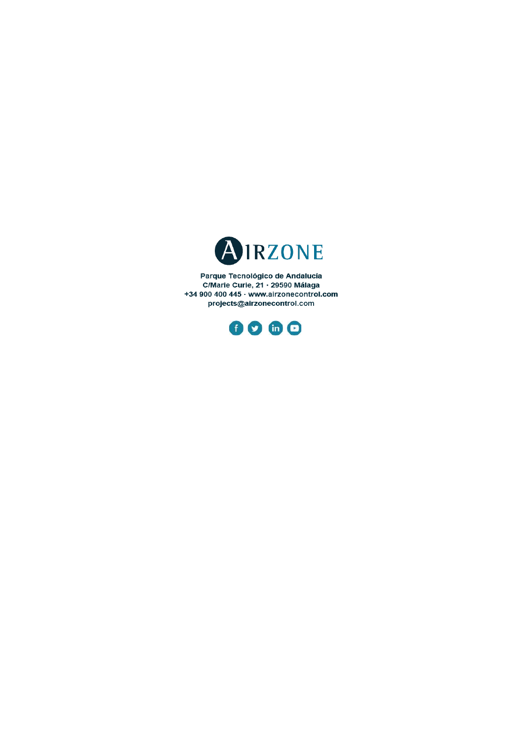AIRZONE

Parque Tecnológico de Andalucía
C/Marie Curie, 21 · 29590 Málaga
+34 900 400 445 · www.airzonecontrol.com
projects@airzonecontrol.com